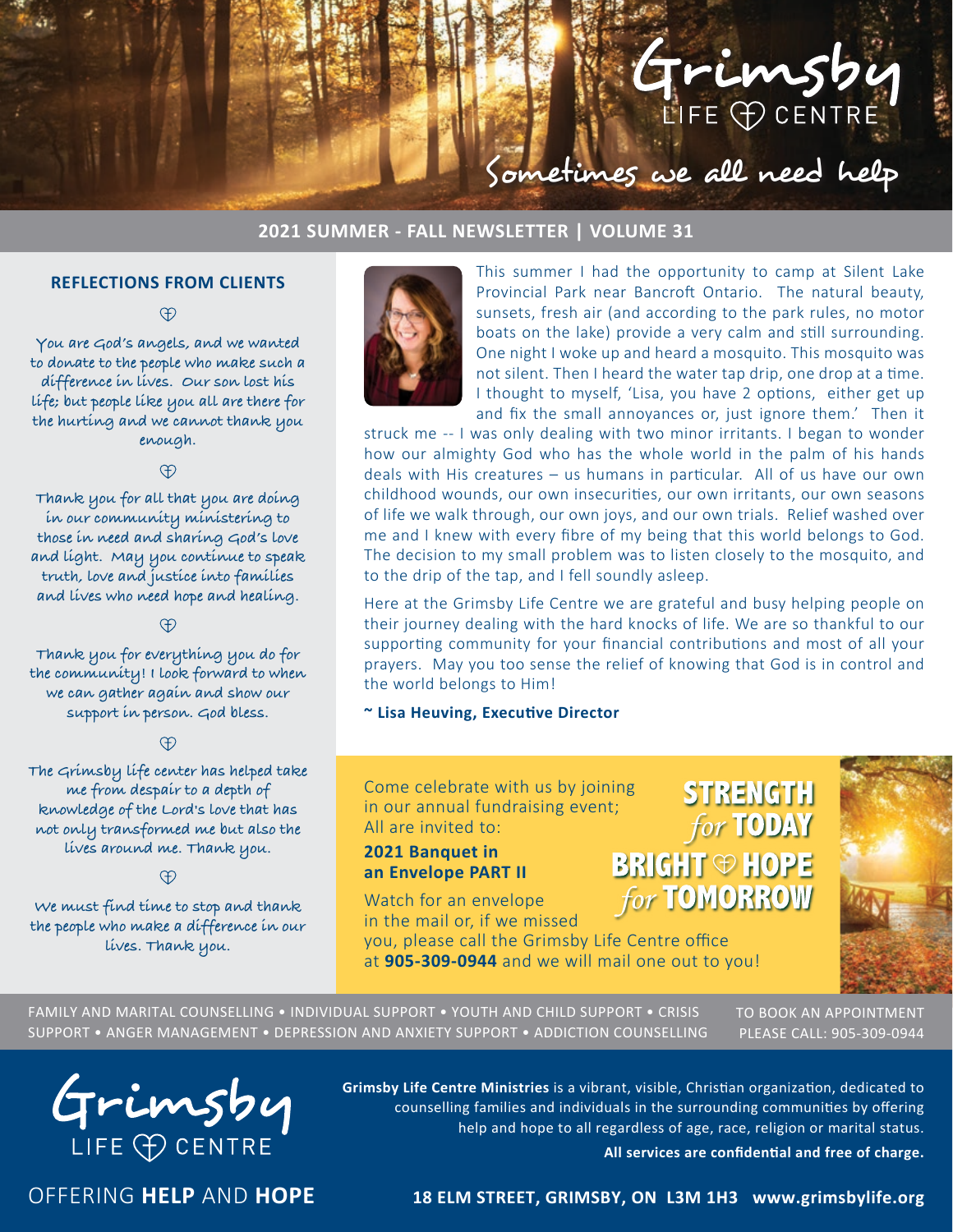# Grimsby LIFE CENTRE

## Sometimes we all need help

**2021 SUMMER - FALL NEWSLETTER | VOLUME 31**

## REFLECTIONS FROM CLIENTS

You are God's angels, and we wanted to donate to the people who make such a difference in lives. Our son lost his life; but people like you all are there for the hurting and we cannot thank you enough.

Thank you for all that you are doing in our community ministering to those in need and sharing God's love and light. May you continue to speak truth, love and justice into families and lives who need hope and healing.

Thank you for everything you do for the community! I look forward to when we can gather again and show our support in person. God bless.

The Grimsby life center has helped take me from despair to a depth of knowledge of the Lord's love that has not only transformed me but also the lives around me. Thank you.

We must find time to stop and thank the people who make a difference in our lives. Thank you.

This summer I had the opportunity to camp at Silent Lake Provincial Park near Bancroft Ontario. The natural beauty, sunsets, fresh air (and according to the park rules, no motor boats on the lake) provide a very calm and still surrounding. One night I woke up and heard a mosquito. This mosquito was not silent. Then I heard the water tap drip, one drop at a time. I thought to myself, 'Lisa, you have 2 options, either get up and fix the small annoyances or, just ignore them.' Then it struck me -- I was only dealing with two minor irritants. I began to wonder how our almighty God who has the whole world in the palm of his hands deals with His creatures – us humans in particular. All of us have our own childhood wounds, our own insecurities, our own irritants, our own seasons of life we walk through, our own joys, and our own trials. Relief washed over me and I knew with every fibre of my being that this world belongs to God. The decision to my small problem was to listen closely to the mosquito, and to the drip of the tap, and I fell soundly asleep.

Here at the Grimsby Life Centre we are grateful and busy helping people on their journey dealing with the hard knocks of life. We are so thankful to our supporting community for your financial contributions and most of all your prayers. May you too sense the relief of knowing that God is in control and the world belongs to Him!

**~ Lisa Heuving, Executive Director**

Come celebrate with us by joining in our annual fundraising event; All are invited to:

**2021 Banquet in an Envelope PART II**

**STRENGTH *for* TODAY BRIGHT HOPE *for* TOMORROW**

Watch for an envelope in the mail or, if we missed you, please call the Grimsby Life Centre office at **905-309-0944** and we will mail one out to you!

FAMILY AND MARITAL COUNSELLING • INDIVIDUAL SUPPORT • YOUTH AND CHILD SUPPORT • CRISIS SUPPORT • ANGER MANAGEMENT • DEPRESSION AND ANXIETY SUPPORT • ADDICTION COUNSELLING

TO BOOK AN APPOINTMENT PLEASE CALL: 905-309-0944

Grimsby LIFE CENTRE

OFFERING **HELP** AND **HOPE**

**Grimsby Life Centre Ministries** is a vibrant, visible, Christian organization, dedicated to counselling families and individuals in the surrounding communities by offering help and hope to all regardless of age, race, religion or marital status.

**All services are confidential and free of charge.**

**18 ELM STREET, GRIMSBY, ON L3M 1H3 www.grimsbylife.org**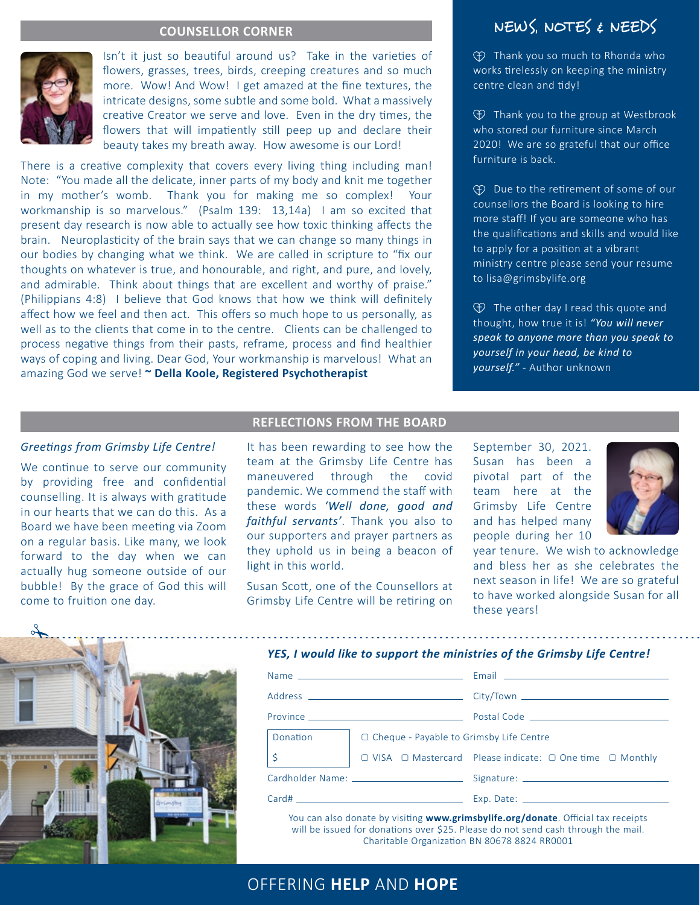## COUNSELLOR CORNER

Isn't it just so beautiful around us? Take in the varieties of flowers, grasses, trees, birds, creeping creatures and so much more. Wow! And Wow! I get amazed at the fine textures, the intricate designs, some subtle and some bold. What a massively creative Creator we serve and love. Even in the dry times, the flowers that will impatiently still peep up and declare their beauty takes my breath away. How awesome is our Lord!

There is a creative complexity that covers every living thing including man! Note: "You made all the delicate, inner parts of my body and knit me together in my mother's womb. Thank you for making me so complex! Your workmanship is so marvelous." (Psalm 139: 13,14a) I am so excited that present day research is now able to actually see how toxic thinking affects the brain. Neuroplasticity of the brain says that we can change so many things in our bodies by changing what we think. We are called in scripture to "fix our thoughts on whatever is true, and honourable, and right, and pure, and lovely, and admirable. Think about things that are excellent and worthy of praise." (Philippians 4:8) I believe that God knows that how we think will definitely affect how we feel and then act. This offers so much hope to us personally, as well as to the clients that come in to the centre. Clients can be challenged to process negative things from their pasts, reframe, process and find healthier ways of coping and living. Dear God, Your workmanship is marvelous! What an amazing God we serve! **~ Della Koole, Registered Psychotherapist**

## NEWS, NOTES & NEEDS

- Thank you so much to Rhonda who works tirelessly on keeping the ministry centre clean and tidy!
- Thank you to the group at Westbrook who stored our furniture since March 2020! We are so grateful that our office furniture is back.
- Due to the retirement of some of our counsellors the Board is looking to hire more staff! If you are someone who has the qualifications and skills and would like to apply for a position at a vibrant ministry centre please send your resume to lisa@grimsbylife.org
- The other day I read this quote and thought, how true it is! *"You will never speak to anyone more than you speak to yourself in your head, be kind to yourself."* - Author unknown

## REFLECTIONS FROM THE BOARD

*Greetings from Grimsby Life Centre!*

We continue to serve our community by providing free and confidential counselling. It is always with gratitude in our hearts that we can do this. As a Board we have been meeting via Zoom on a regular basis. Like many, we look forward to the day when we can actually hug someone outside of our bubble! By the grace of God this will come to fruition one day.

It has been rewarding to see how the team at the Grimsby Life Centre has maneuvered through the covid pandemic. We commend the staff with these words *'Well done, good and faithful servants'*. Thank you also to our supporters and prayer partners as they uphold us in being a beacon of light in this world.

Susan Scott, one of the Counsellors at Grimsby Life Centre will be retiring on September 30, 2021. Susan has been a pivotal part of the team here at the Grimsby Life Centre and has helped many people during her 10 year tenure. We wish to acknowledge and bless her as she celebrates the next season in life! We are so grateful to have worked alongside Susan for all these years!

---

***YES, I would like to support the ministries of the Grimsby Life Centre!***

Name ______________________ Email ______________________

Address ______________________ City/Town ______________________

Province ______________________ Postal Code ______________________

Donation $ ______ ▢ Cheque - Payable to Grimsby Life Centre

▢ VISA ▢ Mastercard Please indicate: ▢ One time ▢ Monthly

Cardholder Name: ______________________ Signature: ______________________

Card# ______________________ Exp. Date: ______________________

You can also donate by visiting **www.grimsbylife.org/donate**. Official tax receipts will be issued for donations over $25. Please do not send cash through the mail. Charitable Organization BN 80678 8824 RR0001

OFFERING **HELP** AND **HOPE**